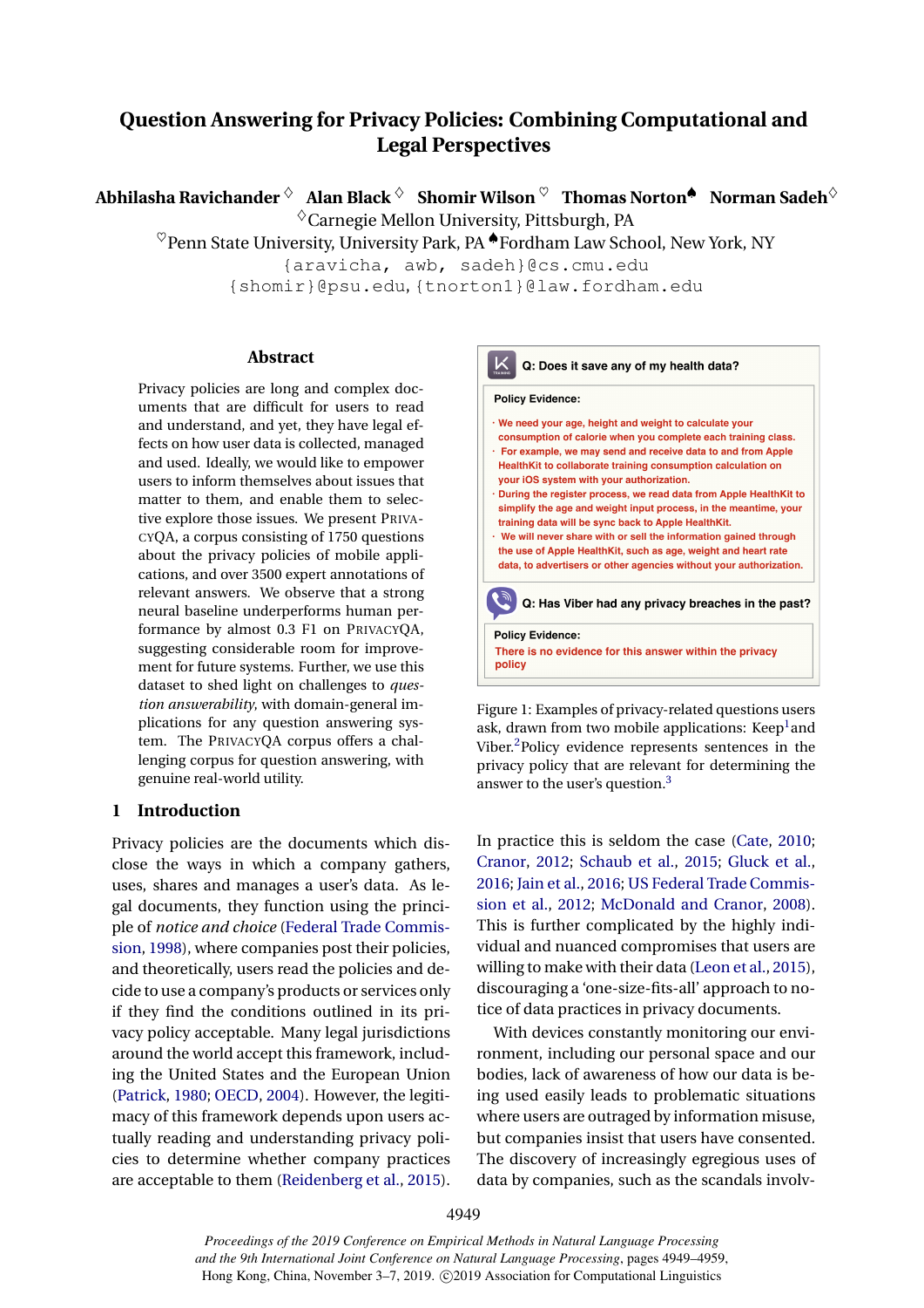# Question Answering for Privacy Policies: Combining Computational and Legal Perspectives

**Abhilasha Ravichander** [♢] **Alan Black** [♢] **Shomir Wilson** [♡] **Thomas Norton** [♠] **Norman Sadeh** [♢]

[♢]Carnegie Mellon University, Pittsburgh, PA

[♡]Penn State University, University Park, PA [♠]Fordham Law School, New York, NY

{aravicha, awb, sadeh}@cs.cmu.edu

{shomir}@psu.edu, {tnorton1}@law.fordham.edu

## Abstract

Privacy policies are long and complex documents that are difficult for users to read and understand, and yet, they have legal effects on how user data is collected, managed and used. Ideally, we would like to empower users to inform themselves about issues that matter to them, and enable them to selective explore those issues. We present PRIVACYQA, a corpus consisting of 1750 questions about the privacy policies of mobile applications, and over 3500 expert annotations of relevant answers. We observe that a strong neural baseline underperforms human performance by almost 0.3 F1 on PRIVACYQA, suggesting considerable room for improvement for future systems. Further, we use this dataset to shed light on challenges to *question answerability*, with domain-general implications for any question answering system. The PRIVACYQA corpus offers a challenging corpus for question answering, with genuine real-world utility.

## 1 Introduction

Privacy policies are the documents which disclose the ways in which a company gathers, uses, shares and manages a user's data. As legal documents, they function using the principle of *notice and choice* (Federal Trade Commission, 1998), where companies post their policies, and theoretically, users read the policies and decide to use a company's products or services only if they find the conditions outlined in its privacy policy acceptable. Many legal jurisdictions around the world accept this framework, including the United States and the European Union (Patrick, 1980; OECD, 2004). However, the legitimacy of this framework depends upon users actually reading and understanding privacy policies to determine whether company practices are acceptable to them (Reidenberg et al., 2015).

**Q: Does it save any of my health data?**

**Policy Evidence:**

- We need your age, height and weight to calculate your consumption of calorie when you complete each training class.
- For example, we may send and receive data to and from Apple HealthKit to collaborate training consumption calculation on your iOS system with your authorization.
- During the register process, we read data from Apple HealthKit to simplify the age and weight input process, in the meantime, your training data will be sync back to Apple HealthKit.
- We will never share with or sell the information gained through the use of Apple HealthKit, such as age, weight and heart rate data, to advertisers or other agencies without your authorization.

**Q: Has Viber had any privacy breaches in the past?**

**Policy Evidence:**

There is no evidence for this answer within the privacy policy

Figure 1: Examples of privacy-related questions users ask, drawn from two mobile applications: Keep[1] and Viber.[2] Policy evidence represents sentences in the privacy policy that are relevant for determining the answer to the user's question.[3]

In practice this is seldom the case (Cate, 2010; Cranor, 2012; Schaub et al., 2015; Gluck et al., 2016; Jain et al., 2016; US Federal Trade Commission et al., 2012; McDonald and Cranor, 2008). This is further complicated by the highly individual and nuanced compromises that users are willing to make with their data (Leon et al., 2015), discouraging a 'one-size-fits-all' approach to notice of data practices in privacy documents.

With devices constantly monitoring our environment, including our personal space and our bodies, lack of awareness of how our data is being used easily leads to problematic situations where users are outraged by information misuse, but companies insist that users have consented. The discovery of increasingly egregious uses of data by companies, such as the scandals involv-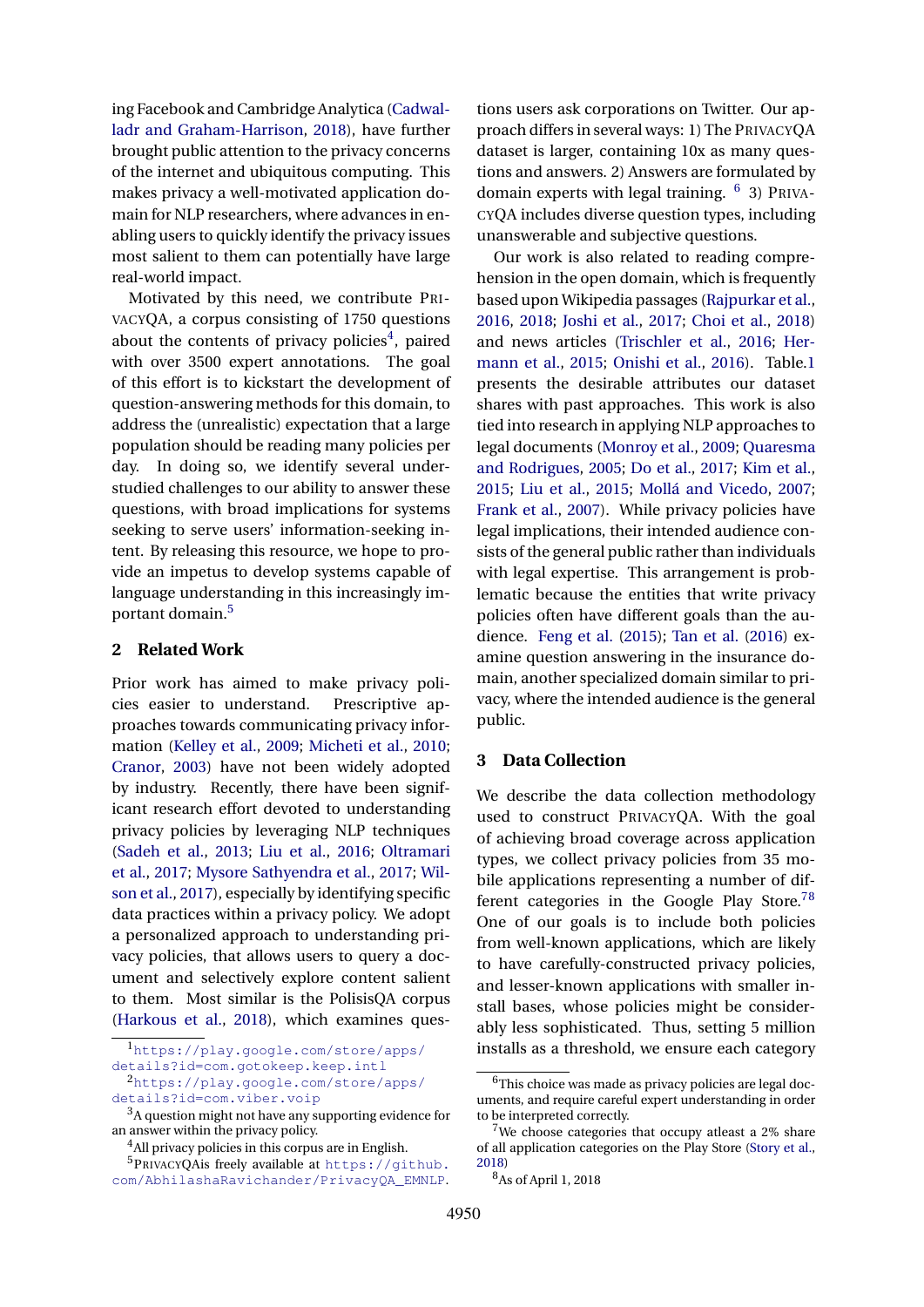ing Facebook and Cambridge Analytica (Cadwalladr and Graham-Harrison, 2018), have further brought public attention to the privacy concerns of the internet and ubiquitous computing. This makes privacy a well-motivated application domain for NLP researchers, where advances in enabling users to quickly identify the privacy issues most salient to them can potentially have large real-world impact.

Motivated by this need, we contribute PrivacyQA, a corpus consisting of 1750 questions about the contents of privacy policies[4], paired with over 3500 expert annotations. The goal of this effort is to kickstart the development of question-answering methods for this domain, to address the (unrealistic) expectation that a large population should be reading many policies per day. In doing so, we identify several understudied challenges to our ability to answer these questions, with broad implications for systems seeking to serve users' information-seeking intent. By releasing this resource, we hope to provide an impetus to develop systems capable of language understanding in this increasingly important domain.[5]

## 2 Related Work

Prior work has aimed to make privacy policies easier to understand. Prescriptive approaches towards communicating privacy information (Kelley et al., 2009; Micheti et al., 2010; Cranor, 2003) have not been widely adopted by industry. Recently, there have been significant research effort devoted to understanding privacy policies by leveraging NLP techniques (Sadeh et al., 2013; Liu et al., 2016; Oltramari et al., 2017; Mysore Sathyendra et al., 2017; Wilson et al., 2017), especially by identifying specific data practices within a privacy policy. We adopt a personalized approach to understanding privacy policies, that allows users to query a document and selectively explore content salient to them. Most similar is the PolisisQA corpus (Harkous et al., 2018), which examines questions users ask corporations on Twitter. Our approach differs in several ways: 1) The PrivacyQA dataset is larger, containing 10x as many questions and answers. 2) Answers are formulated by domain experts with legal training. [6] 3) PrivacyQA includes diverse question types, including unanswerable and subjective questions.

Our work is also related to reading comprehension in the open domain, which is frequently based upon Wikipedia passages (Rajpurkar et al., 2016, 2018; Joshi et al., 2017; Choi et al., 2018) and news articles (Trischler et al., 2016; Hermann et al., 2015; Onishi et al., 2016). Table.1 presents the desirable attributes our dataset shares with past approaches. This work is also tied into research in applying NLP approaches to legal documents (Monroy et al., 2009; Quaresma and Rodrigues, 2005; Do et al., 2017; Kim et al., 2015; Liu et al., 2015; Mollá and Vicedo, 2007; Frank et al., 2007). While privacy policies have legal implications, their intended audience consists of the general public rather than individuals with legal expertise. This arrangement is problematic because the entities that write privacy policies often have different goals than the audience. Feng et al. (2015); Tan et al. (2016) examine question answering in the insurance domain, another specialized domain similar to privacy, where the intended audience is the general public.

## 3 Data Collection

We describe the data collection methodology used to construct PrivacyQA. With the goal of achieving broad coverage across application types, we collect privacy policies from 35 mobile applications representing a number of different categories in the Google Play Store.[7][8] One of our goals is to include both policies from well-known applications, which are likely to have carefully-constructed privacy policies, and lesser-known applications with smaller install bases, whose policies might be considerably less sophisticated. Thus, setting 5 million installs as a threshold, we ensure each category

---

[1] https://play.google.com/store/apps/details?id=com.gotokeep.keep.intl

[2] https://play.google.com/store/apps/details?id=com.viber.voip

[3] A question might not have any supporting evidence for an answer within the privacy policy.

[4] All privacy policies in this corpus are in English.

[5] PrivacyQAis freely available at https://github.com/AbhilashaRavichander/PrivacyQA_EMNLP.

[6] This choice was made as privacy policies are legal documents, and require careful expert understanding in order to be interpreted correctly.

[7] We choose categories that occupy atleast a 2% share of all application categories on the Play Store (Story et al., 2018)

[8] As of April 1, 2018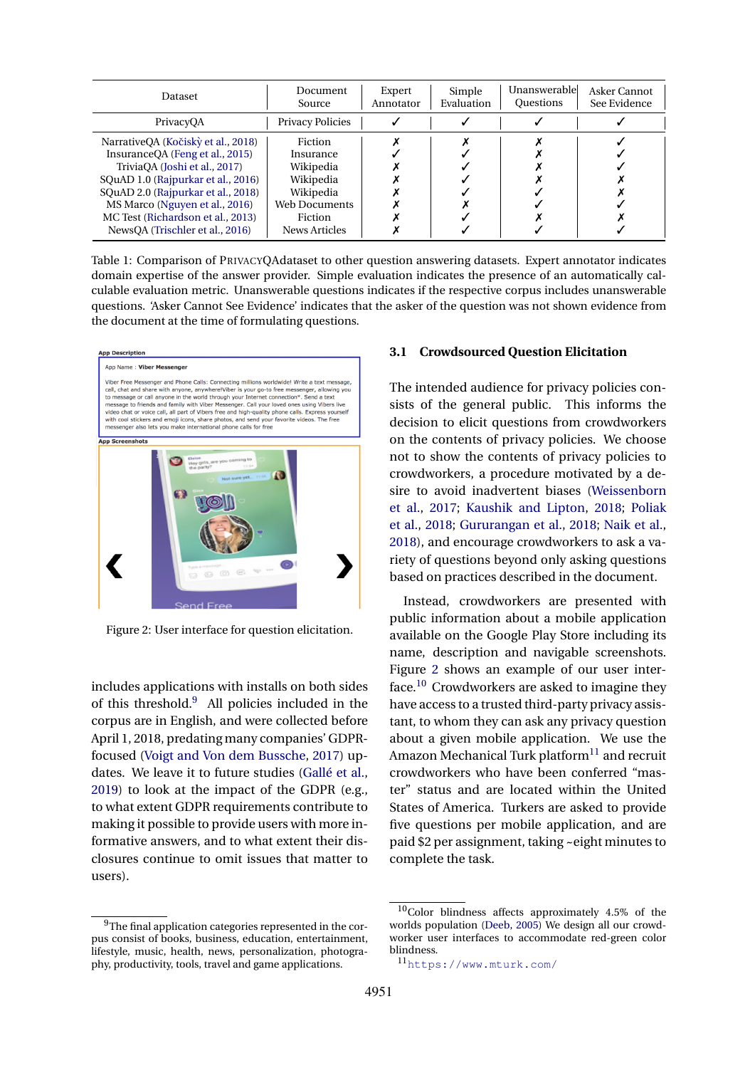| Dataset | Document Source | Expert Annotator | Simple Evaluation | Unanswerable Questions | Asker Cannot See Evidence |
|---|---|---|---|---|---|
| PrivacyQA | Privacy Policies | ✓ | ✓ | ✓ | ✓ |
| NarrativeQA (Kočiskỳ et al., 2018) | Fiction | ✗ | ✗ | ✗ | ✓ |
| InsuranceQA (Feng et al., 2015) | Insurance | ✓ | ✓ | ✗ | ✓ |
| TriviaQA (Joshi et al., 2017) | Wikipedia | ✗ | ✓ | ✗ | ✓ |
| SQuAD 1.0 (Rajpurkar et al., 2016) | Wikipedia | ✗ | ✓ | ✗ | ✗ |
| SQuAD 2.0 (Rajpurkar et al., 2018) | Wikipedia | ✗ | ✓ | ✓ | ✗ |
| MS Marco (Nguyen et al., 2016) | Web Documents | ✗ | ✗ | ✓ | ✓ |
| MC Test (Richardson et al., 2013) | Fiction | ✗ | ✓ | ✗ | ✗ |
| NewsQA (Trischler et al., 2016) | News Articles | ✗ | ✓ | ✓ | ✓ |

Table 1: Comparison of PrivacyQAdataset to other question answering datasets. Expert annotator indicates domain expertise of the answer provider. Simple evaluation indicates the presence of an automatically calculable evaluation metric. Unanswerable questions indicates if the respective corpus includes unanswerable questions. 'Asker Cannot See Evidence' indicates that the asker of the question was not shown evidence from the document at the time of formulating questions.

Figure 2: User interface for question elicitation.

includes applications with installs on both sides of this threshold.[9] All policies included in the corpus are in English, and were collected before April 1, 2018, predating many companies' GDPR-focused (Voigt and Von dem Bussche, 2017) updates. We leave it to future studies (Gallé et al., 2019) to look at the impact of the GDPR (e.g., to what extent GDPR requirements contribute to making it possible to provide users with more informative answers, and to what extent their disclosures continue to omit issues that matter to users).

### 3.1 Crowdsourced Question Elicitation

The intended audience for privacy policies consists of the general public. This informs the decision to elicit questions from crowdworkers on the contents of privacy policies. We choose not to show the contents of privacy policies to crowdworkers, a procedure motivated by a desire to avoid inadvertent biases (Weissenborn et al., 2017; Kaushik and Lipton, 2018; Poliak et al., 2018; Gururangan et al., 2018; Naik et al., 2018), and encourage crowdworkers to ask a variety of questions beyond only asking questions based on practices described in the document.

Instead, crowdworkers are presented with public information about a mobile application available on the Google Play Store including its name, description and navigable screenshots. Figure 2 shows an example of our user interface.[10] Crowdworkers are asked to imagine they have access to a trusted third-party privacy assistant, to whom they can ask any privacy question about a given mobile application. We use the Amazon Mechanical Turk platform[11] and recruit crowdworkers who have been conferred "master" status and are located within the United States of America. Turkers are asked to provide five questions per mobile application, and are paid \$2 per assignment, taking ~eight minutes to complete the task.

[9] The final application categories represented in the corpus consist of books, business, education, entertainment, lifestyle, music, health, news, personalization, photography, productivity, tools, travel and game applications.

[10] Color blindness affects approximately 4.5% of the worlds population (Deeb, 2005) We design all our crowdworker user interfaces to accommodate red-green color blindness.

[11] https://www.mturk.com/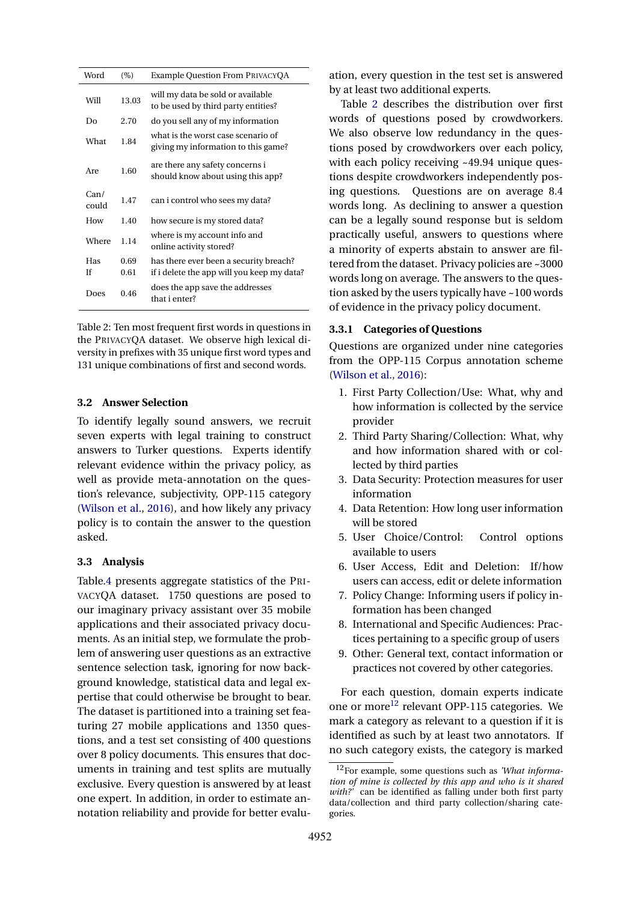| Word | (%) | Example Question From PrivacyQA |
|---|---|---|
| Will | 13.03 | will my data be sold or available to be used by third party entities? |
| Do | 2.70 | do you sell any of my information |
| What | 1.84 | what is the worst case scenario of giving my information to this game? |
| Are | 1.60 | are there any safety concerns i should know about using this app? |
| Can/could | 1.47 | can i control who sees my data? |
| How | 1.40 | how secure is my stored data? |
| Where | 1.14 | where is my account info and online activity stored? |
| Has | 0.69 | has there ever been a security breach? |
| If | 0.61 | if i delete the app will you keep my data? |
| Does | 0.46 | does the app save the addresses that i enter? |

Table 2: Ten most frequent first words in questions in the PrivacyQA dataset. We observe high lexical diversity in prefixes with 35 unique first word types and 131 unique combinations of first and second words.

### 3.2 Answer Selection

To identify legally sound answers, we recruit seven experts with legal training to construct answers to Turker questions. Experts identify relevant evidence within the privacy policy, as well as provide meta-annotation on the question's relevance, subjectivity, OPP-115 category (Wilson et al., 2016), and how likely any privacy policy is to contain the answer to the question asked.

### 3.3 Analysis

Table.4 presents aggregate statistics of the PrivacyQA dataset. 1750 questions are posed to our imaginary privacy assistant over 35 mobile applications and their associated privacy documents. As an initial step, we formulate the problem of answering user questions as an extractive sentence selection task, ignoring for now background knowledge, statistical data and legal expertise that could otherwise be brought to bear. The dataset is partitioned into a training set featuring 27 mobile applications and 1350 questions, and a test set consisting of 400 questions over 8 policy documents. This ensures that documents in training and test splits are mutually exclusive. Every question is answered by at least one expert. In addition, in order to estimate annotation reliability and provide for better evaluation, every question in the test set is answered by at least two additional experts.

Table 2 describes the distribution over first words of questions posed by crowdworkers. We also observe low redundancy in the questions posed by crowdworkers over each policy, with each policy receiving ~49.94 unique questions despite crowdworkers independently posing questions. Questions are on average 8.4 words long. As declining to answer a question can be a legally sound response but is seldom practically useful, answers to questions where a minority of experts abstain to answer are filtered from the dataset. Privacy policies are ~3000 words long on average. The answers to the question asked by the users typically have ~100 words of evidence in the privacy policy document.

#### 3.3.1 Categories of Questions

Questions are organized under nine categories from the OPP-115 Corpus annotation scheme (Wilson et al., 2016):

1. First Party Collection/Use: What, why and how information is collected by the service provider
2. Third Party Sharing/Collection: What, why and how information shared with or collected by third parties
3. Data Security: Protection measures for user information
4. Data Retention: How long user information will be stored
5. User Choice/Control: Control options available to users
6. User Access, Edit and Deletion: If/how users can access, edit or delete information
7. Policy Change: Informing users if policy information has been changed
8. International and Specific Audiences: Practices pertaining to a specific group of users
9. Other: General text, contact information or practices not covered by other categories.

For each question, domain experts indicate one or more[12] relevant OPP-115 categories. We mark a category as relevant to a question if it is identified as such by at least two annotators. If no such category exists, the category is marked

[12]For example, some questions such as *'What information of mine is collected by this app and who is it shared with?'* can be identified as falling under both first party data/collection and third party collection/sharing categories.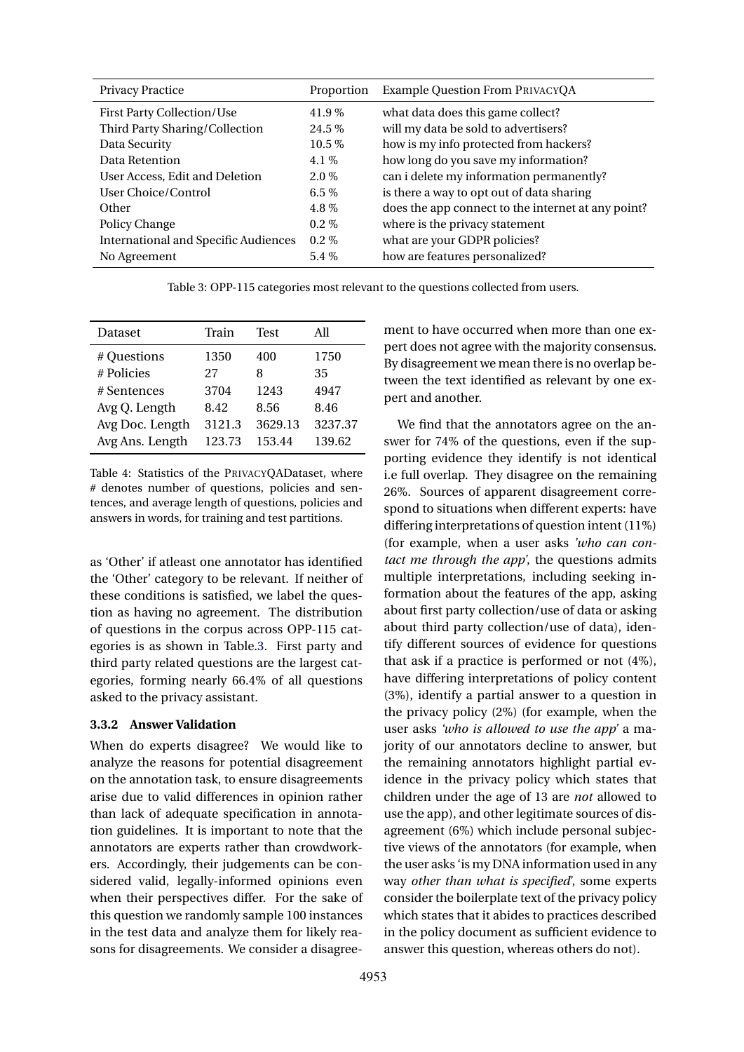| Privacy Practice | Proportion | Example Question From PrivacyQA |
|---|---|---|
| First Party Collection/Use | 41.9 % | what data does this game collect? |
| Third Party Sharing/Collection | 24.5 % | will my data be sold to advertisers? |
| Data Security | 10.5 % | how is my info protected from hackers? |
| Data Retention | 4.1 % | how long do you save my information? |
| User Access, Edit and Deletion | 2.0 % | can i delete my information permanently? |
| User Choice/Control | 6.5 % | is there a way to opt out of data sharing |
| Other | 4.8 % | does the app connect to the internet at any point? |
| Policy Change | 0.2 % | where is the privacy statement |
| International and Specific Audiences | 0.2 % | what are your GDPR policies? |
| No Agreement | 5.4 % | how are features personalized? |

Table 3: OPP-115 categories most relevant to the questions collected from users.

| Dataset | Train | Test | All |
|---|---|---|---|
| # Questions | 1350 | 400 | 1750 |
| # Policies | 27 | 8 | 35 |
| # Sentences | 3704 | 1243 | 4947 |
| Avg Q. Length | 8.42 | 8.56 | 8.46 |
| Avg Doc. Length | 3121.3 | 3629.13 | 3237.37 |
| Avg Ans. Length | 123.73 | 153.44 | 139.62 |

Table 4: Statistics of the PrivacyQADataset, where # denotes number of questions, policies and sentences, and average length of questions, policies and answers in words, for training and test partitions.

as 'Other' if atleast one annotator has identified the 'Other' category to be relevant. If neither of these conditions is satisfied, we label the question as having no agreement. The distribution of questions in the corpus across OPP-115 categories is as shown in Table.3. First party and third party related questions are the largest categories, forming nearly 66.4% of all questions asked to the privacy assistant.

### 3.3.2 Answer Validation

When do experts disagree? We would like to analyze the reasons for potential disagreement on the annotation task, to ensure disagreements arise due to valid differences in opinion rather than lack of adequate specification in annotation guidelines. It is important to note that the annotators are experts rather than crowdworkers. Accordingly, their judgements can be considered valid, legally-informed opinions even when their perspectives differ. For the sake of this question we randomly sample 100 instances in the test data and analyze them for likely reasons for disagreements. We consider a disagreement to have occurred when more than one expert does not agree with the majority consensus. By disagreement we mean there is no overlap between the text identified as relevant by one expert and another.

We find that the annotators agree on the answer for 74% of the questions, even if the supporting evidence they identify is not identical i.e full overlap. They disagree on the remaining 26%. Sources of apparent disagreement correspond to situations when different experts: have differing interpretations of question intent (11%) (for example, when a user asks *'who can contact me through the app'*, the questions admits multiple interpretations, including seeking information about the features of the app, asking about first party collection/use of data or asking about third party collection/use of data), identify different sources of evidence for questions that ask if a practice is performed or not (4%), have differing interpretations of policy content (3%), identify a partial answer to a question in the privacy policy (2%) (for example, when the user asks *'who is allowed to use the app'* a majority of our annotators decline to answer, but the remaining annotators highlight partial evidence in the privacy policy which states that children under the age of 13 are *not* allowed to use the app), and other legitimate sources of disagreement (6%) which include personal subjective views of the annotators (for example, when the user asks 'is my DNA information used in any way *other than what is specified*', some experts consider the boilerplate text of the privacy policy which states that it abides to practices described in the policy document as sufficient evidence to answer this question, whereas others do not).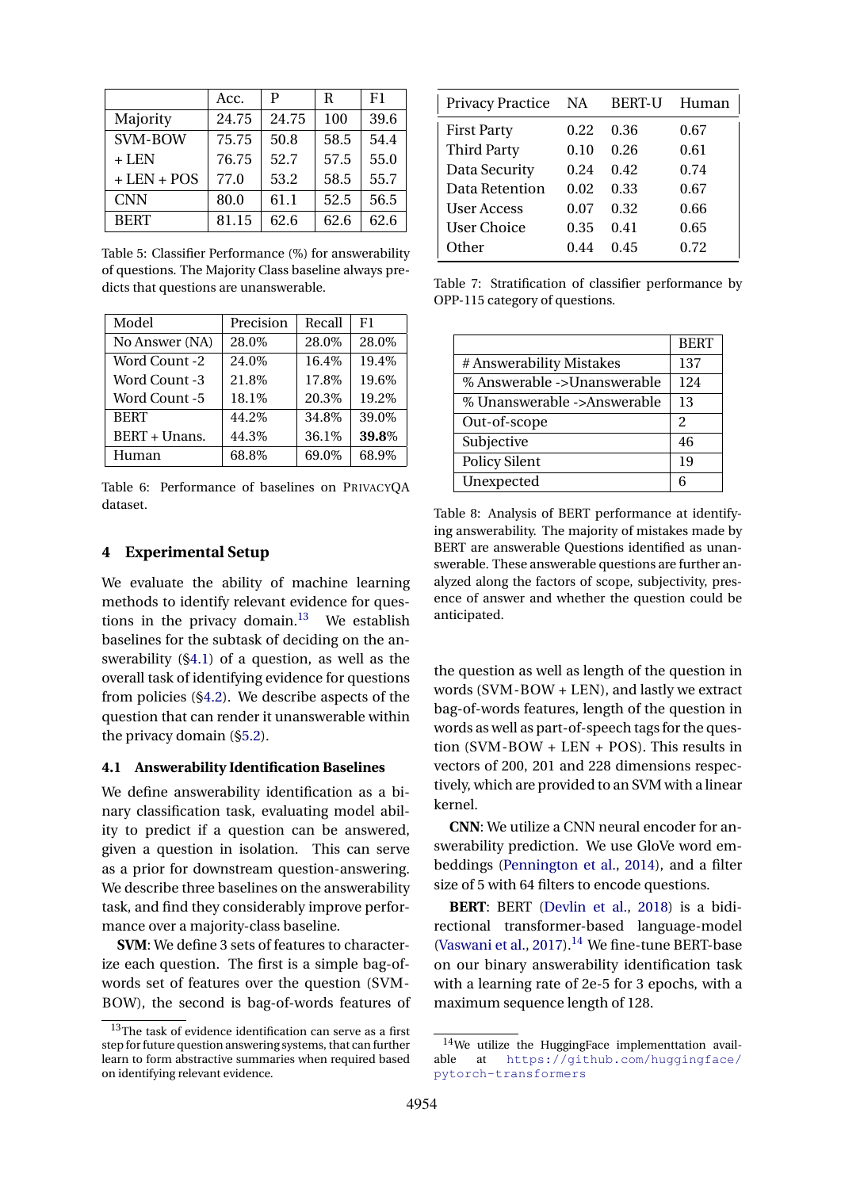| | Acc. | P | R | F1 |
|---|---|---|---|---|
| Majority | 24.75 | 24.75 | 100 | 39.6 |
| SVM-BOW | 75.75 | 50.8 | 58.5 | 54.4 |
| + LEN | 76.75 | 52.7 | 57.5 | 55.0 |
| + LEN + POS | 77.0 | 53.2 | 58.5 | 55.7 |
| CNN | 80.0 | 61.1 | 52.5 | 56.5 |
| BERT | 81.15 | 62.6 | 62.6 | 62.6 |

Table 5: Classifier Performance (%) for answerability of questions. The Majority Class baseline always predicts that questions are unanswerable.

| Model | Precision | Recall | F1 |
|---|---|---|---|
| No Answer (NA) | 28.0% | 28.0% | 28.0% |
| Word Count -2 | 24.0% | 16.4% | 19.4% |
| Word Count -3 | 21.8% | 17.8% | 19.6% |
| Word Count -5 | 18.1% | 20.3% | 19.2% |
| BERT | 44.2% | 34.8% | 39.0% |
| BERT + Unans. | 44.3% | 36.1% | **39.8**% |
| Human | 68.8% | 69.0% | 68.9% |

Table 6: Performance of baselines on PrivacyQA dataset.

## 4 Experimental Setup

We evaluate the ability of machine learning methods to identify relevant evidence for questions in the privacy domain.[13] We establish baselines for the subtask of deciding on the answerability (§4.1) of a question, as well as the overall task of identifying evidence for questions from policies (§4.2). We describe aspects of the question that can render it unanswerable within the privacy domain (§5.2).

### 4.1 Answerability Identification Baselines

We define answerability identification as a binary classification task, evaluating model ability to predict if a question can be answered, given a question in isolation. This can serve as a prior for downstream question-answering. We describe three baselines on the answerability task, and find they considerably improve performance over a majority-class baseline.

**SVM**: We define 3 sets of features to characterize each question. The first is a simple bag-of-words set of features over the question (SVM-BOW), the second is bag-of-words features of the question as well as length of the question in words (SVM-BOW + LEN), and lastly we extract bag-of-words features, length of the question in words as well as part-of-speech tags for the question (SVM-BOW + LEN + POS). This results in vectors of 200, 201 and 228 dimensions respectively, which are provided to an SVM with a linear kernel.

**CNN**: We utilize a CNN neural encoder for answerability prediction. We use GloVe word embeddings (Pennington et al., 2014), and a filter size of 5 with 64 filters to encode questions.

**BERT**: BERT (Devlin et al., 2018) is a bidirectional transformer-based language-model (Vaswani et al., 2017).[14] We fine-tune BERT-base on our binary answerability identification task with a learning rate of 2e-5 for 3 epochs, with a maximum sequence length of 128.

[13] The task of evidence identification can serve as a first step for future question answering systems, that can further learn to form abstractive summaries when required based on identifying relevant evidence.

[14] We utilize the HuggingFace implementtation available at https://github.com/huggingface/pytorch-transformers

| Privacy Practice | NA | BERT-U | Human |
|---|---|---|---|
| First Party | 0.22 | 0.36 | 0.67 |
| Third Party | 0.10 | 0.26 | 0.61 |
| Data Security | 0.24 | 0.42 | 0.74 |
| Data Retention | 0.02 | 0.33 | 0.67 |
| User Access | 0.07 | 0.32 | 0.66 |
| User Choice | 0.35 | 0.41 | 0.65 |
| Other | 0.44 | 0.45 | 0.72 |

Table 7: Stratification of classifier performance by OPP-115 category of questions.

| | BERT |
|---|---|
| # Answerability Mistakes | 137 |
| % Answerable ->Unanswerable | 124 |
| % Unanswerable ->Answerable | 13 |
| Out-of-scope | 2 |
| Subjective | 46 |
| Policy Silent | 19 |
| Unexpected | 6 |

Table 8: Analysis of BERT performance at identifying answerability. The majority of mistakes made by BERT are answerable Questions identified as unanswerable. These answerable questions are further analyzed along the factors of scope, subjectivity, presence of answer and whether the question could be anticipated.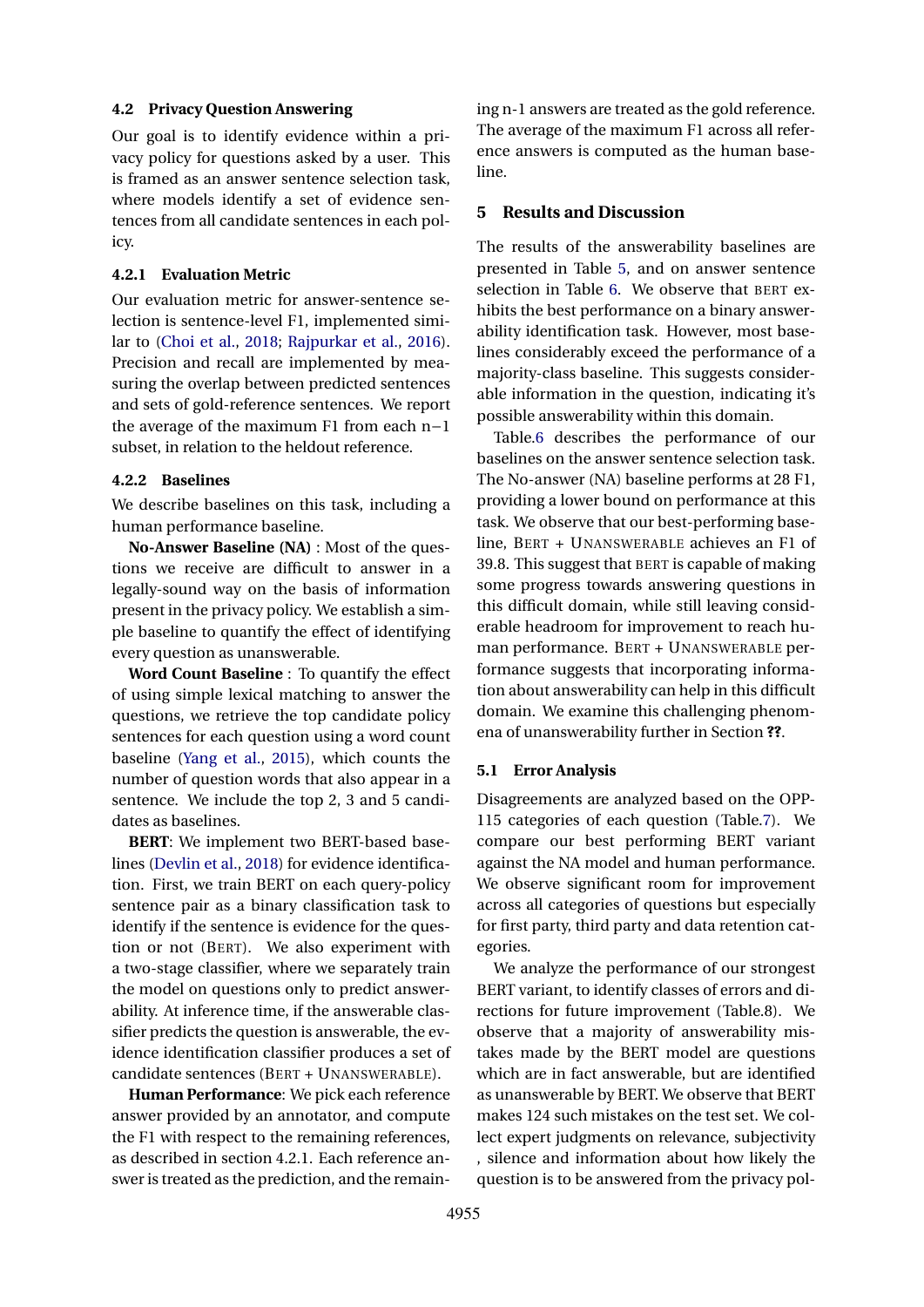### 4.2 Privacy Question Answering

Our goal is to identify evidence within a privacy policy for questions asked by a user. This is framed as an answer sentence selection task, where models identify a set of evidence sentences from all candidate sentences in each policy.

#### 4.2.1 Evaluation Metric

Our evaluation metric for answer-sentence selection is sentence-level F1, implemented similar to (Choi et al., 2018; Rajpurkar et al., 2016). Precision and recall are implemented by measuring the overlap between predicted sentences and sets of gold-reference sentences. We report the average of the maximum F1 from each $n-1$ subset, in relation to the heldout reference.

#### 4.2.2 Baselines

We describe baselines on this task, including a human performance baseline.

**No-Answer Baseline (NA)** : Most of the questions we receive are difficult to answer in a legally-sound way on the basis of information present in the privacy policy. We establish a simple baseline to quantify the effect of identifying every question as unanswerable.

**Word Count Baseline** : To quantify the effect of using simple lexical matching to answer the questions, we retrieve the top candidate policy sentences for each question using a word count baseline (Yang et al., 2015), which counts the number of question words that also appear in a sentence. We include the top 2, 3 and 5 candidates as baselines.

**BERT**: We implement two BERT-based baselines (Devlin et al., 2018) for evidence identification. First, we train BERT on each query-policy sentence pair as a binary classification task to identify if the sentence is evidence for the question or not (BERT). We also experiment with a two-stage classifier, where we separately train the model on questions only to predict answerability. At inference time, if the answerable classifier predicts the question is answerable, the evidence identification classifier produces a set of candidate sentences (BERT + UNANSWERABLE).

**Human Performance**: We pick each reference answer provided by an annotator, and compute the F1 with respect to the remaining references, as described in section 4.2.1. Each reference answer is treated as the prediction, and the remaining n-1 answers are treated as the gold reference. The average of the maximum F1 across all reference answers is computed as the human baseline.

## 5 Results and Discussion

The results of the answerability baselines are presented in Table 5, and on answer sentence selection in Table 6. We observe that BERT exhibits the best performance on a binary answerability identification task. However, most baselines considerably exceed the performance of a majority-class baseline. This suggests considerable information in the question, indicating it's possible answerability within this domain.

Table.6 describes the performance of our baselines on the answer sentence selection task. The No-answer (NA) baseline performs at 28 F1, providing a lower bound on performance at this task. We observe that our best-performing baseline, BERT + UNANSWERABLE achieves an F1 of 39.8. This suggest that BERT is capable of making some progress towards answering questions in this difficult domain, while still leaving considerable headroom for improvement to reach human performance. BERT + UNANSWERABLE performance suggests that incorporating information about answerability can help in this difficult domain. We examine this challenging phenomena of unanswerability further in Section **??**.

### 5.1 Error Analysis

Disagreements are analyzed based on the OPP-115 categories of each question (Table.7). We compare our best performing BERT variant against the NA model and human performance. We observe significant room for improvement across all categories of questions but especially for first party, third party and data retention categories.

We analyze the performance of our strongest BERT variant, to identify classes of errors and directions for future improvement (Table.8). We observe that a majority of answerability mistakes made by the BERT model are questions which are in fact answerable, but are identified as unanswerable by BERT. We observe that BERT makes 124 such mistakes on the test set. We collect expert judgments on relevance, subjectivity , silence and information about how likely the question is to be answered from the privacy pol-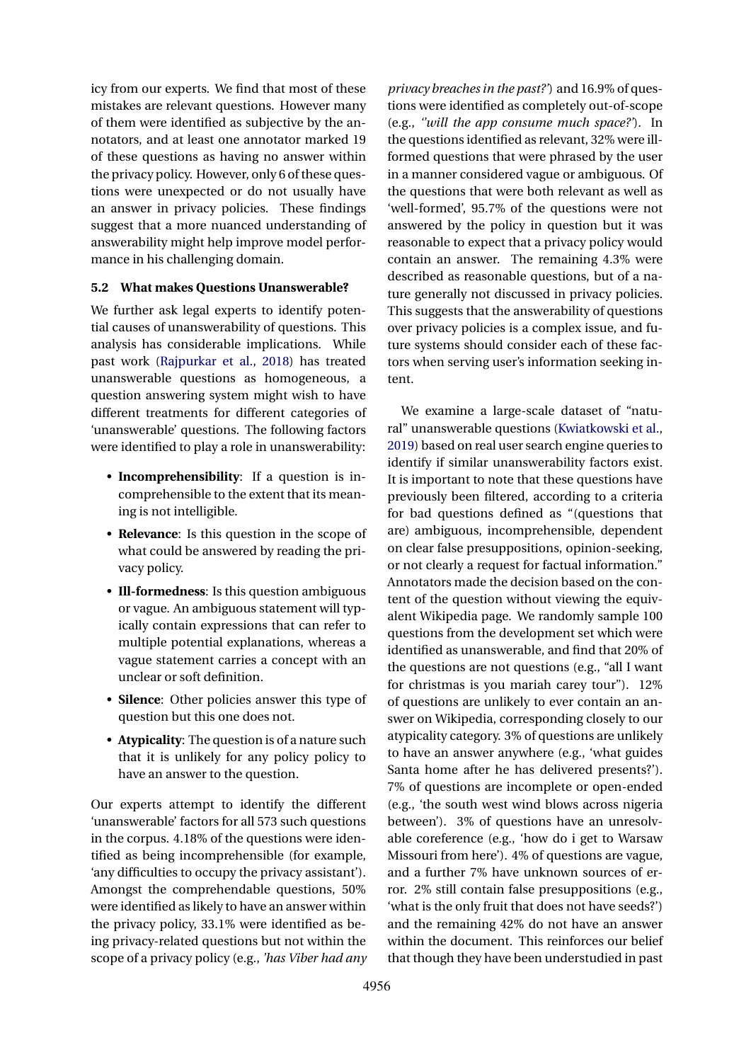icy from our experts. We find that most of these mistakes are relevant questions. However many of them were identified as subjective by the annotators, and at least one annotator marked 19 of these questions as having no answer within the privacy policy. However, only 6 of these questions were unexpected or do not usually have an answer in privacy policies. These findings suggest that a more nuanced understanding of answerability might help improve model performance in his challenging domain.

### 5.2 What makes Questions Unanswerable?

We further ask legal experts to identify potential causes of unanswerability of questions. This analysis has considerable implications. While past work (Rajpurkar et al., 2018) has treated unanswerable questions as homogeneous, a question answering system might wish to have different treatments for different categories of 'unanswerable' questions. The following factors were identified to play a role in unanswerability:

- **Incomprehensibility**: If a question is incomprehensible to the extent that its meaning is not intelligible.
- **Relevance**: Is this question in the scope of what could be answered by reading the privacy policy.
- **Ill-formedness**: Is this question ambiguous or vague. An ambiguous statement will typically contain expressions that can refer to multiple potential explanations, whereas a vague statement carries a concept with an unclear or soft definition.
- **Silence**: Other policies answer this type of question but this one does not.
- **Atypicality**: The question is of a nature such that it is unlikely for any policy policy to have an answer to the question.

Our experts attempt to identify the different 'unanswerable' factors for all 573 such questions in the corpus. 4.18% of the questions were identified as being incomprehensible (for example, 'any difficulties to occupy the privacy assistant'). Amongst the comprehendable questions, 50% were identified as likely to have an answer within the privacy policy, 33.1% were identified as being privacy-related questions but not within the scope of a privacy policy (e.g., *'has Viber had any privacy breaches in the past?'*) and 16.9% of questions were identified as completely out-of-scope (e.g., *''will the app consume much space?'*). In the questions identified as relevant, 32% were ill-formed questions that were phrased by the user in a manner considered vague or ambiguous. Of the questions that were both relevant as well as 'well-formed', 95.7% of the questions were not answered by the policy in question but it was reasonable to expect that a privacy policy would contain an answer. The remaining 4.3% were described as reasonable questions, but of a nature generally not discussed in privacy policies. This suggests that the answerability of questions over privacy policies is a complex issue, and future systems should consider each of these factors when serving user's information seeking intent.

We examine a large-scale dataset of "natural" unanswerable questions (Kwiatkowski et al., 2019) based on real user search engine queries to identify if similar unanswerability factors exist. It is important to note that these questions have previously been filtered, according to a criteria for bad questions defined as "(questions that are) ambiguous, incomprehensible, dependent on clear false presuppositions, opinion-seeking, or not clearly a request for factual information." Annotators made the decision based on the content of the question without viewing the equivalent Wikipedia page. We randomly sample 100 questions from the development set which were identified as unanswerable, and find that 20% of the questions are not questions (e.g., "all I want for christmas is you mariah carey tour"). 12% of questions are unlikely to ever contain an answer on Wikipedia, corresponding closely to our atypicality category. 3% of questions are unlikely to have an answer anywhere (e.g., 'what guides Santa home after he has delivered presents?'). 7% of questions are incomplete or open-ended (e.g., 'the south west wind blows across nigeria between'). 3% of questions have an unresolvable coreference (e.g., 'how do i get to Warsaw Missouri from here'). 4% of questions are vague, and a further 7% have unknown sources of error. 2% still contain false presuppositions (e.g., 'what is the only fruit that does not have seeds?') and the remaining 42% do not have an answer within the document. This reinforces our belief that though they have been understudied in past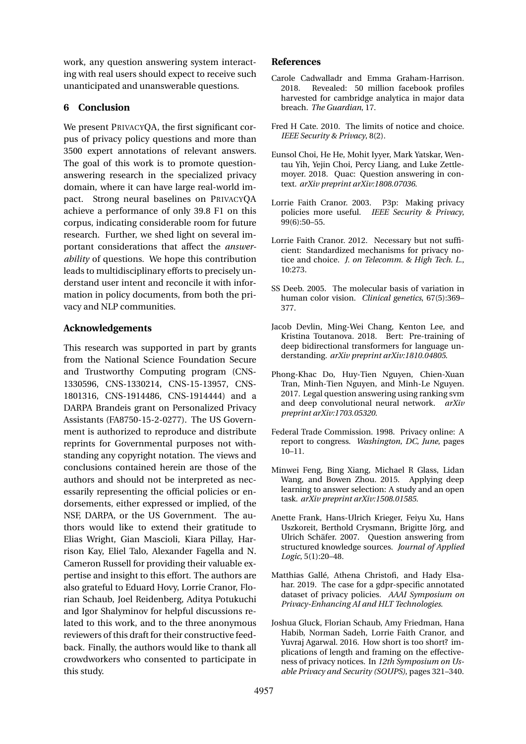work, any question answering system interacting with real users should expect to receive such unanticipated and unanswerable questions.

## 6 Conclusion

We present PRIVACYQA, the first significant corpus of privacy policy questions and more than 3500 expert annotations of relevant answers. The goal of this work is to promote question-answering research in the specialized privacy domain, where it can have large real-world impact. Strong neural baselines on PRIVACYQA achieve a performance of only 39.8 F1 on this corpus, indicating considerable room for future research. Further, we shed light on several important considerations that affect the *answerability* of questions. We hope this contribution leads to multidisciplinary efforts to precisely understand user intent and reconcile it with information in policy documents, from both the privacy and NLP communities.

## Acknowledgements

This research was supported in part by grants from the National Science Foundation Secure and Trustworthy Computing program (CNS-1330596, CNS-1330214, CNS-15-13957, CNS-1801316, CNS-1914486, CNS-1914444) and a DARPA Brandeis grant on Personalized Privacy Assistants (FA8750-15-2-0277). The US Government is authorized to reproduce and distribute reprints for Governmental purposes not withstanding any copyright notation. The views and conclusions contained herein are those of the authors and should not be interpreted as necessarily representing the official policies or endorsements, either expressed or implied, of the NSF, DARPA, or the US Government. The authors would like to extend their gratitude to Elias Wright, Gian Mascioli, Kiara Pillay, Harrison Kay, Eliel Talo, Alexander Fagella and N. Cameron Russell for providing their valuable expertise and insight to this effort. The authors are also grateful to Eduard Hovy, Lorrie Cranor, Florian Schaub, Joel Reidenberg, Aditya Potukuchi and Igor Shalyminov for helpful discussions related to this work, and to the three anonymous reviewers of this draft for their constructive feedback. Finally, the authors would like to thank all crowdworkers who consented to participate in this study.

## References

Carole Cadwalladr and Emma Graham-Harrison. 2018. Revealed: 50 million facebook profiles harvested for cambridge analytica in major data breach. *The Guardian*, 17.

Fred H Cate. 2010. The limits of notice and choice. *IEEE Security & Privacy*, 8(2).

Eunsol Choi, He He, Mohit Iyyer, Mark Yatskar, Wen-tau Yih, Yejin Choi, Percy Liang, and Luke Zettlemoyer. 2018. Quac: Question answering in context. *arXiv preprint arXiv:1808.07036*.

Lorrie Faith Cranor. 2003. P3p: Making privacy policies more useful. *IEEE Security & Privacy*, 99(6):50–55.

Lorrie Faith Cranor. 2012. Necessary but not sufficient: Standardized mechanisms for privacy notice and choice. *J. on Telecomm. & High Tech. L.*, 10:273.

SS Deeb. 2005. The molecular basis of variation in human color vision. *Clinical genetics*, 67(5):369–377.

Jacob Devlin, Ming-Wei Chang, Kenton Lee, and Kristina Toutanova. 2018. Bert: Pre-training of deep bidirectional transformers for language understanding. *arXiv preprint arXiv:1810.04805*.

Phong-Khac Do, Huy-Tien Nguyen, Chien-Xuan Tran, Minh-Tien Nguyen, and Minh-Le Nguyen. 2017. Legal question answering using ranking svm and deep convolutional neural network. *arXiv preprint arXiv:1703.05320*.

Federal Trade Commission. 1998. Privacy online: A report to congress. *Washington, DC, June*, pages 10–11.

Minwei Feng, Bing Xiang, Michael R Glass, Lidan Wang, and Bowen Zhou. 2015. Applying deep learning to answer selection: A study and an open task. *arXiv preprint arXiv:1508.01585*.

Anette Frank, Hans-Ulrich Krieger, Feiyu Xu, Hans Uszkoreit, Berthold Crysmann, Brigitte Jörg, and Ulrich Schäfer. 2007. Question answering from structured knowledge sources. *Journal of Applied Logic*, 5(1):20–48.

Matthias Gallé, Athena Christofi, and Hady Elsahar. 2019. The case for a gdpr-specific annotated dataset of privacy policies. *AAAI Symposium on Privacy-Enhancing AI and HLT Technologies*.

Joshua Gluck, Florian Schaub, Amy Friedman, Hana Habib, Norman Sadeh, Lorrie Faith Cranor, and Yuvraj Agarwal. 2016. How short is too short? implications of length and framing on the effectiveness of privacy notices. In *12th Symposium on Usable Privacy and Security (SOUPS)*, pages 321–340.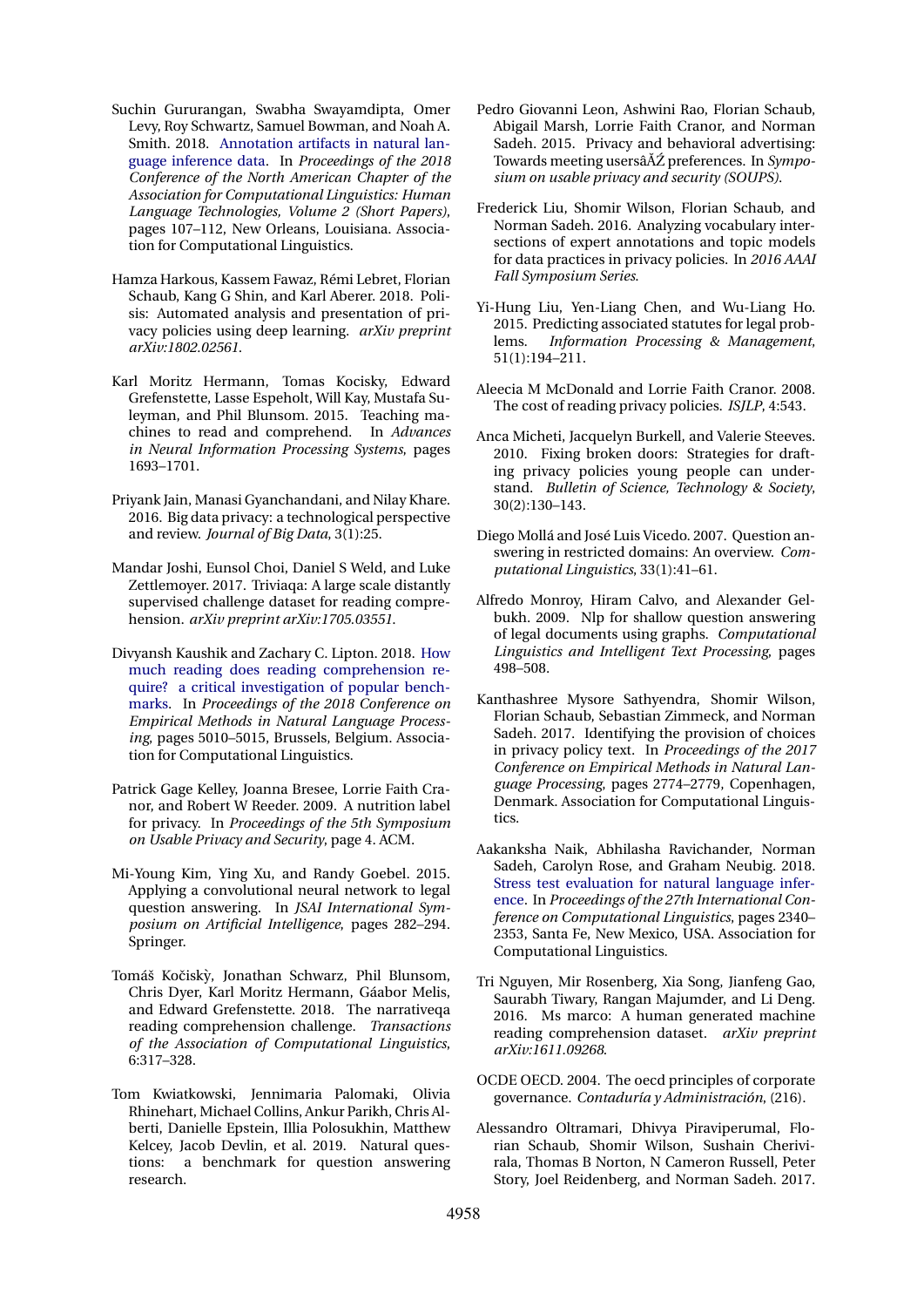Suchin Gururangan, Swabha Swayamdipta, Omer Levy, Roy Schwartz, Samuel Bowman, and Noah A. Smith. 2018. Annotation artifacts in natural language inference data. In *Proceedings of the 2018 Conference of the North American Chapter of the Association for Computational Linguistics: Human Language Technologies, Volume 2 (Short Papers)*, pages 107–112, New Orleans, Louisiana. Association for Computational Linguistics.

Hamza Harkous, Kassem Fawaz, Rémi Lebret, Florian Schaub, Kang G Shin, and Karl Aberer. 2018. Polisis: Automated analysis and presentation of privacy policies using deep learning. *arXiv preprint arXiv:1802.02561*.

Karl Moritz Hermann, Tomas Kocisky, Edward Grefenstette, Lasse Espeholt, Will Kay, Mustafa Suleyman, and Phil Blunsom. 2015. Teaching machines to read and comprehend. In *Advances in Neural Information Processing Systems*, pages 1693–1701.

Priyank Jain, Manasi Gyanchandani, and Nilay Khare. 2016. Big data privacy: a technological perspective and review. *Journal of Big Data*, 3(1):25.

Mandar Joshi, Eunsol Choi, Daniel S Weld, and Luke Zettlemoyer. 2017. Triviaqa: A large scale distantly supervised challenge dataset for reading comprehension. *arXiv preprint arXiv:1705.03551*.

Divyansh Kaushik and Zachary C. Lipton. 2018. How much reading does reading comprehension require? a critical investigation of popular benchmarks. In *Proceedings of the 2018 Conference on Empirical Methods in Natural Language Processing*, pages 5010–5015, Brussels, Belgium. Association for Computational Linguistics.

Patrick Gage Kelley, Joanna Bresee, Lorrie Faith Cranor, and Robert W Reeder. 2009. A nutrition label for privacy. In *Proceedings of the 5th Symposium on Usable Privacy and Security*, page 4. ACM.

Mi-Young Kim, Ying Xu, and Randy Goebel. 2015. Applying a convolutional neural network to legal question answering. In *JSAI International Symposium on Artificial Intelligence*, pages 282–294. Springer.

Tomáš Kočiskỳ, Jonathan Schwarz, Phil Blunsom, Chris Dyer, Karl Moritz Hermann, Gáabor Melis, and Edward Grefenstette. 2018. The narrativeqa reading comprehension challenge. *Transactions of the Association of Computational Linguistics*, 6:317–328.

Tom Kwiatkowski, Jennimaria Palomaki, Olivia Rhinehart, Michael Collins, Ankur Parikh, Chris Alberti, Danielle Epstein, Illia Polosukhin, Matthew Kelcey, Jacob Devlin, et al. 2019. Natural questions: a benchmark for question answering research.

Pedro Giovanni Leon, Ashwini Rao, Florian Schaub, Abigail Marsh, Lorrie Faith Cranor, and Norman Sadeh. 2015. Privacy and behavioral advertising: Towards meeting usersâĂŹ preferences. In *Symposium on usable privacy and security (SOUPS)*.

Frederick Liu, Shomir Wilson, Florian Schaub, and Norman Sadeh. 2016. Analyzing vocabulary intersections of expert annotations and topic models for data practices in privacy policies. In *2016 AAAI Fall Symposium Series*.

Yi-Hung Liu, Yen-Liang Chen, and Wu-Liang Ho. 2015. Predicting associated statutes for legal problems. *Information Processing & Management*, 51(1):194–211.

Aleecia M McDonald and Lorrie Faith Cranor. 2008. The cost of reading privacy policies. *ISJLP*, 4:543.

Anca Micheti, Jacquelyn Burkell, and Valerie Steeves. 2010. Fixing broken doors: Strategies for drafting privacy policies young people can understand. *Bulletin of Science, Technology & Society*, 30(2):130–143.

Diego Mollá and José Luis Vicedo. 2007. Question answering in restricted domains: An overview. *Computational Linguistics*, 33(1):41–61.

Alfredo Monroy, Hiram Calvo, and Alexander Gelbukh. 2009. Nlp for shallow question answering of legal documents using graphs. *Computational Linguistics and Intelligent Text Processing*, pages 498–508.

Kanthashree Mysore Sathyendra, Shomir Wilson, Florian Schaub, Sebastian Zimmeck, and Norman Sadeh. 2017. Identifying the provision of choices in privacy policy text. In *Proceedings of the 2017 Conference on Empirical Methods in Natural Language Processing*, pages 2774–2779, Copenhagen, Denmark. Association for Computational Linguistics.

Aakanksha Naik, Abhilasha Ravichander, Norman Sadeh, Carolyn Rose, and Graham Neubig. 2018. Stress test evaluation for natural language inference. In *Proceedings of the 27th International Conference on Computational Linguistics*, pages 2340–2353, Santa Fe, New Mexico, USA. Association for Computational Linguistics.

Tri Nguyen, Mir Rosenberg, Xia Song, Jianfeng Gao, Saurabh Tiwary, Rangan Majumder, and Li Deng. 2016. Ms marco: A human generated machine reading comprehension dataset. *arXiv preprint arXiv:1611.09268*.

OCDE OECD. 2004. The oecd principles of corporate governance. *Contaduría y Administración*, (216).

Alessandro Oltramari, Dhivya Piraviperumal, Florian Schaub, Shomir Wilson, Sushain Cherivirala, Thomas B Norton, N Cameron Russell, Peter Story, Joel Reidenberg, and Norman Sadeh. 2017.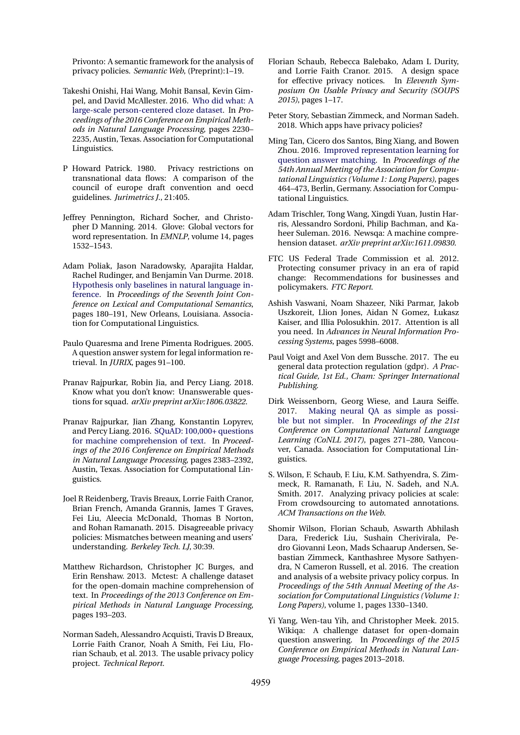Privonto: A semantic framework for the analysis of privacy policies. *Semantic Web*, (Preprint):1–19.

Takeshi Onishi, Hai Wang, Mohit Bansal, Kevin Gimpel, and David McAllester. 2016. Who did what: A large-scale person-centered cloze dataset. In *Proceedings of the 2016 Conference on Empirical Methods in Natural Language Processing*, pages 2230–2235, Austin, Texas. Association for Computational Linguistics.

P Howard Patrick. 1980. Privacy restrictions on transnational data flows: A comparison of the council of europe draft convention and oecd guidelines. *Jurimetrics J.*, 21:405.

Jeffrey Pennington, Richard Socher, and Christopher D Manning. 2014. Glove: Global vectors for word representation. In *EMNLP*, volume 14, pages 1532–1543.

Adam Poliak, Jason Naradowsky, Aparajita Haldar, Rachel Rudinger, and Benjamin Van Durme. 2018. Hypothesis only baselines in natural language inference. In *Proceedings of the Seventh Joint Conference on Lexical and Computational Semantics*, pages 180–191, New Orleans, Louisiana. Association for Computational Linguistics.

Paulo Quaresma and Irene Pimenta Rodrigues. 2005. A question answer system for legal information retrieval. In *JURIX*, pages 91–100.

Pranav Rajpurkar, Robin Jia, and Percy Liang. 2018. Know what you don't know: Unanswerable questions for squad. *arXiv preprint arXiv:1806.03822*.

Pranav Rajpurkar, Jian Zhang, Konstantin Lopyrev, and Percy Liang. 2016. SQuAD: 100,000+ questions for machine comprehension of text. In *Proceedings of the 2016 Conference on Empirical Methods in Natural Language Processing*, pages 2383–2392, Austin, Texas. Association for Computational Linguistics.

Joel R Reidenberg, Travis Breaux, Lorrie Faith Cranor, Brian French, Amanda Grannis, James T Graves, Fei Liu, Aleecia McDonald, Thomas B Norton, and Rohan Ramanath. 2015. Disagreeable privacy policies: Mismatches between meaning and users' understanding. *Berkeley Tech. LJ*, 30:39.

Matthew Richardson, Christopher JC Burges, and Erin Renshaw. 2013. Mctest: A challenge dataset for the open-domain machine comprehension of text. In *Proceedings of the 2013 Conference on Empirical Methods in Natural Language Processing*, pages 193–203.

Norman Sadeh, Alessandro Acquisti, Travis D Breaux, Lorrie Faith Cranor, Noah A Smith, Fei Liu, Florian Schaub, et al. 2013. The usable privacy policy project. *Technical Report*.

Florian Schaub, Rebecca Balebako, Adam L Durity, and Lorrie Faith Cranor. 2015. A design space for effective privacy notices. In *Eleventh Symposium On Usable Privacy and Security (SOUPS 2015)*, pages 1–17.

Peter Story, Sebastian Zimmeck, and Norman Sadeh. 2018. Which apps have privacy policies?

Ming Tan, Cicero dos Santos, Bing Xiang, and Bowen Zhou. 2016. Improved representation learning for question answer matching. In *Proceedings of the 54th Annual Meeting of the Association for Computational Linguistics (Volume 1: Long Papers)*, pages 464–473, Berlin, Germany. Association for Computational Linguistics.

Adam Trischler, Tong Wang, Xingdi Yuan, Justin Harris, Alessandro Sordoni, Philip Bachman, and Kaheer Suleman. 2016. Newsqa: A machine comprehension dataset. *arXiv preprint arXiv:1611.09830*.

FTC US Federal Trade Commission et al. 2012. Protecting consumer privacy in an era of rapid change: Recommendations for businesses and policymakers. *FTC Report*.

Ashish Vaswani, Noam Shazeer, Niki Parmar, Jakob Uszkoreit, Llion Jones, Aidan N Gomez, Łukasz Kaiser, and Illia Polosukhin. 2017. Attention is all you need. In *Advances in Neural Information Processing Systems*, pages 5998–6008.

Paul Voigt and Axel Von dem Bussche. 2017. The eu general data protection regulation (gdpr). *A Practical Guide, 1st Ed., Cham: Springer International Publishing*.

Dirk Weissenborn, Georg Wiese, and Laura Seiffe. 2017. Making neural QA as simple as possible but not simpler. In *Proceedings of the 21st Conference on Computational Natural Language Learning (CoNLL 2017)*, pages 271–280, Vancouver, Canada. Association for Computational Linguistics.

S. Wilson, F. Schaub, F. Liu, K.M. Sathyendra, S. Zimmeck, R. Ramanath, F. Liu, N. Sadeh, and N.A. Smith. 2017. Analyzing privacy policies at scale: From crowdsourcing to automated annotations. *ACM Transactions on the Web*.

Shomir Wilson, Florian Schaub, Aswarth Abhilash Dara, Frederick Liu, Sushain Cherivirala, Pedro Giovanni Leon, Mads Schaarup Andersen, Sebastian Zimmeck, Kanthashree Mysore Sathyendra, N Cameron Russell, et al. 2016. The creation and analysis of a website privacy policy corpus. In *Proceedings of the 54th Annual Meeting of the Association for Computational Linguistics (Volume 1: Long Papers)*, volume 1, pages 1330–1340.

Yi Yang, Wen-tau Yih, and Christopher Meek. 2015. Wikiqa: A challenge dataset for open-domain question answering. In *Proceedings of the 2015 Conference on Empirical Methods in Natural Language Processing*, pages 2013–2018.